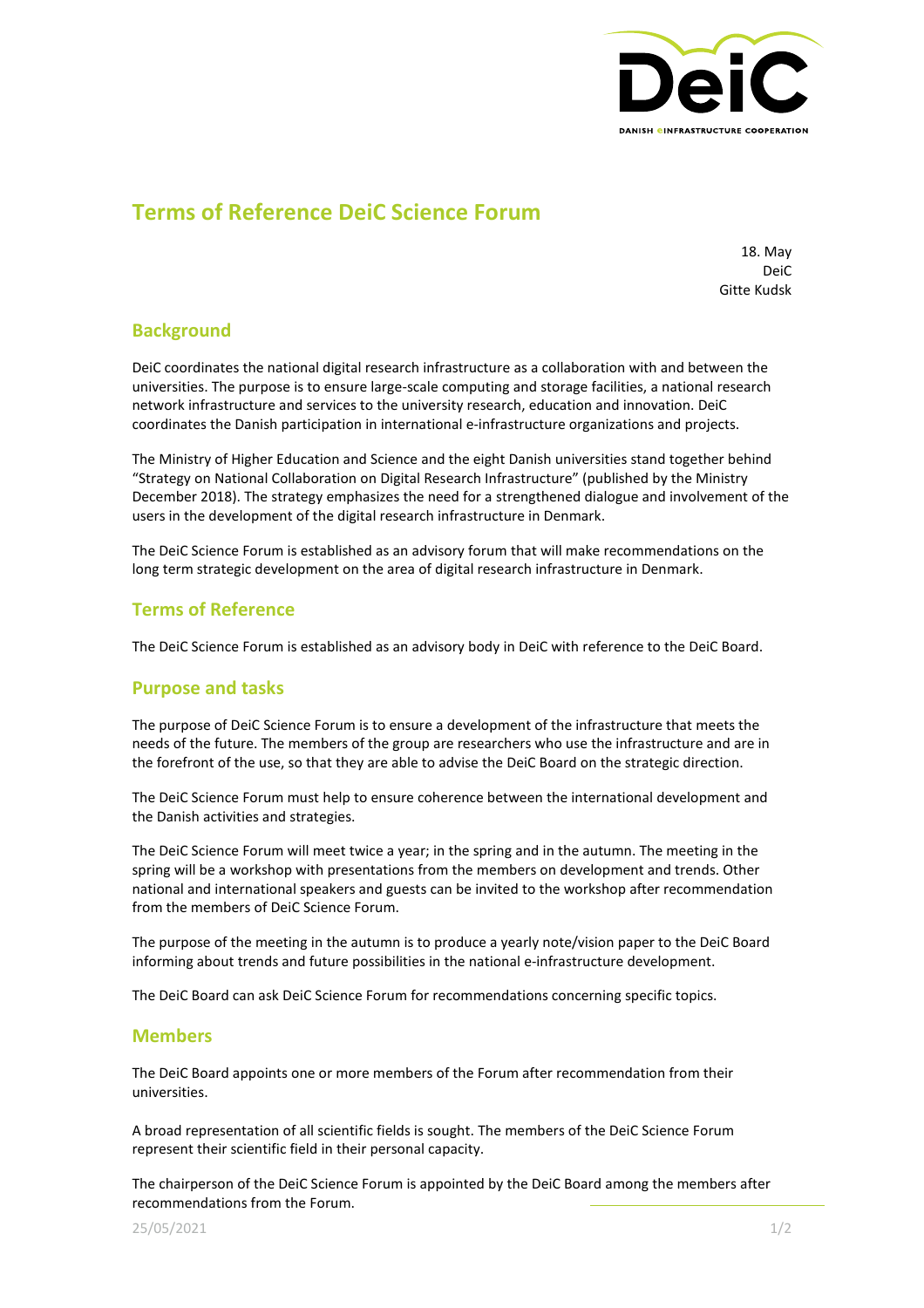# Terms of Reference DeiC Science Forum

18. May
DeiC
Gitte Kudsk

## Background

DeiC coordinates the national digital research infrastructure as a collaboration with and between the universities. The purpose is to ensure large-scale computing and storage facilities, a national research network infrastructure and services to the university research, education and innovation. DeiC coordinates the Danish participation in international e-infrastructure organizations and projects.

The Ministry of Higher Education and Science and the eight Danish universities stand together behind "Strategy on National Collaboration on Digital Research Infrastructure" (published by the Ministry December 2018). The strategy emphasizes the need for a strengthened dialogue and involvement of the users in the development of the digital research infrastructure in Denmark.

The DeiC Science Forum is established as an advisory forum that will make recommendations on the long term strategic development on the area of digital research infrastructure in Denmark.

## Terms of Reference

The DeiC Science Forum is established as an advisory body in DeiC with reference to the DeiC Board.

## Purpose and tasks

The purpose of DeiC Science Forum is to ensure a development of the infrastructure that meets the needs of the future. The members of the group are researchers who use the infrastructure and are in the forefront of the use, so that they are able to advise the DeiC Board on the strategic direction.

The DeiC Science Forum must help to ensure coherence between the international development and the Danish activities and strategies.

The DeiC Science Forum will meet twice a year; in the spring and in the autumn. The meeting in the spring will be a workshop with presentations from the members on development and trends. Other national and international speakers and guests can be invited to the workshop after recommendation from the members of DeiC Science Forum.

The purpose of the meeting in the autumn is to produce a yearly note/vision paper to the DeiC Board informing about trends and future possibilities in the national e-infrastructure development.

The DeiC Board can ask DeiC Science Forum for recommendations concerning specific topics.

## Members

The DeiC Board appoints one or more members of the Forum after recommendation from their universities.

A broad representation of all scientific fields is sought. The members of the DeiC Science Forum represent their scientific field in their personal capacity.

The chairperson of the DeiC Science Forum is appointed by the DeiC Board among the members after recommendations from the Forum.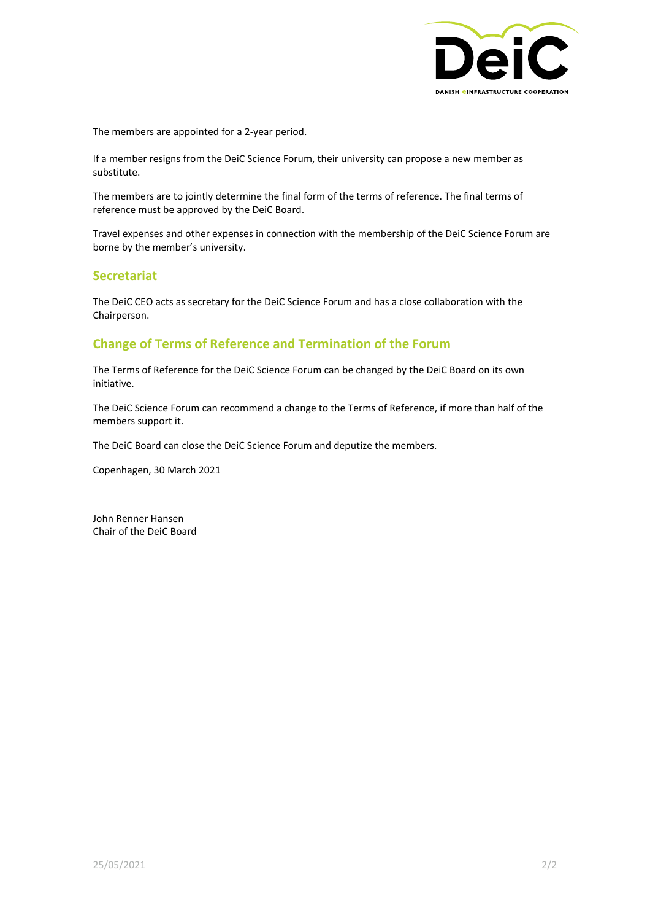The members are appointed for a 2-year period.

If a member resigns from the DeiC Science Forum, their university can propose a new member as substitute.

The members are to jointly determine the final form of the terms of reference. The final terms of reference must be approved by the DeiC Board.

Travel expenses and other expenses in connection with the membership of the DeiC Science Forum are borne by the member's university.

## Secretariat

The DeiC CEO acts as secretary for the DeiC Science Forum and has a close collaboration with the Chairperson.

## Change of Terms of Reference and Termination of the Forum

The Terms of Reference for the DeiC Science Forum can be changed by the DeiC Board on its own initiative.

The DeiC Science Forum can recommend a change to the Terms of Reference, if more than half of the members support it.

The DeiC Board can close the DeiC Science Forum and deputize the members.

Copenhagen, 30 March 2021

John Renner Hansen
Chair of the DeiC Board